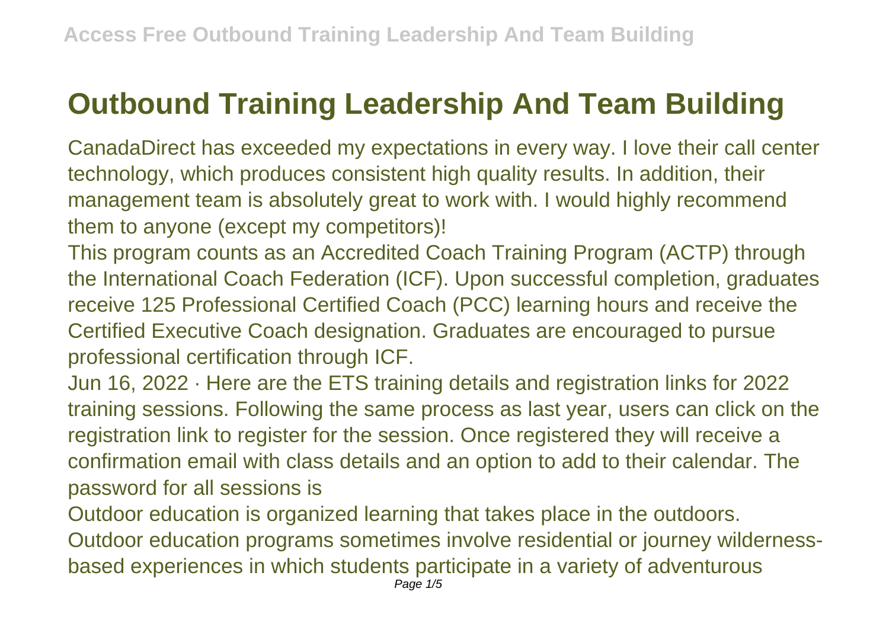# Outbound Training Leadership And Team Building

CanadaDirect has exceeded my expectations in every way. I love their call center technology, which produces consistent high quality results. In addition, their management team is absolutely great to work with. I would highly recommend them to anyone (except my competitors)!

This program counts as an Accredited Coach Training Program (ACTP) through the International Coach Federation (ICF). Upon successful completion, graduates receive 125 Professional Certified Coach (PCC) learning hours and receive the Certified Executive Coach designation. Graduates are encouraged to pursue professional certification through ICF.

Jun 16, 2022 · Here are the ETS training details and registration links for 2022 training sessions. Following the same process as last year, users can click on the registration link to register for the session. Once registered they will receive a confirmation email with class details and an option to add to their calendar. The password for all sessions is

Outdoor education is organized learning that takes place in the outdoors. Outdoor education programs sometimes involve residential or journey wilderness-based experiences in which students participate in a variety of adventurous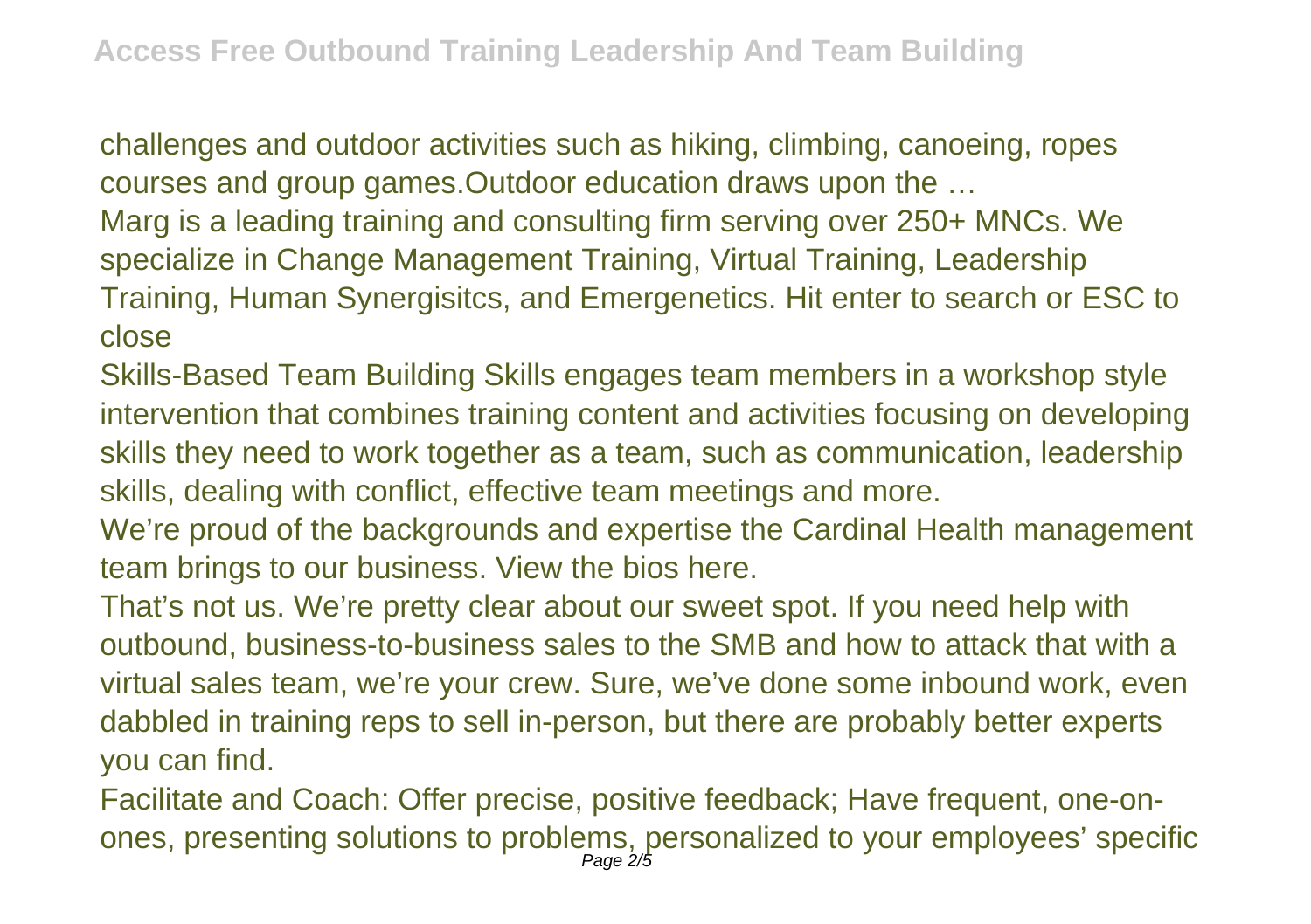challenges and outdoor activities such as hiking, climbing, canoeing, ropes courses and group games.Outdoor education draws upon the …

Marg is a leading training and consulting firm serving over 250+ MNCs. We specialize in Change Management Training, Virtual Training, Leadership Training, Human Synergisitcs, and Emergenetics. Hit enter to search or ESC to close

Skills-Based Team Building Skills engages team members in a workshop style intervention that combines training content and activities focusing on developing skills they need to work together as a team, such as communication, leadership skills, dealing with conflict, effective team meetings and more.

We're proud of the backgrounds and expertise the Cardinal Health management team brings to our business. View the bios here.

That's not us. We're pretty clear about our sweet spot. If you need help with outbound, business-to-business sales to the SMB and how to attack that with a virtual sales team, we're your crew. Sure, we've done some inbound work, even dabbled in training reps to sell in-person, but there are probably better experts you can find.

Facilitate and Coach: Offer precise, positive feedback; Have frequent, one-on-ones, presenting solutions to problems, personalized to your employees' specific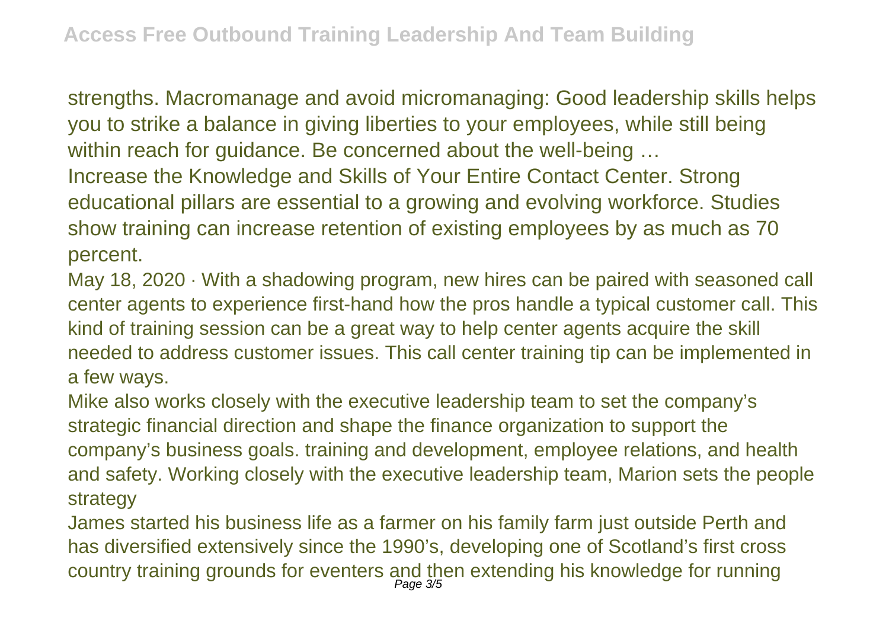strengths. Macromanage and avoid micromanaging: Good leadership skills helps you to strike a balance in giving liberties to your employees, while still being within reach for guidance. Be concerned about the well-being …

Increase the Knowledge and Skills of Your Entire Contact Center. Strong educational pillars are essential to a growing and evolving workforce. Studies show training can increase retention of existing employees by as much as 70 percent.

May 18, 2020 · With a shadowing program, new hires can be paired with seasoned call center agents to experience first-hand how the pros handle a typical customer call. This kind of training session can be a great way to help center agents acquire the skill needed to address customer issues. This call center training tip can be implemented in a few ways.

Mike also works closely with the executive leadership team to set the company's strategic financial direction and shape the finance organization to support the company's business goals. training and development, employee relations, and health and safety. Working closely with the executive leadership team, Marion sets the people strategy

James started his business life as a farmer on his family farm just outside Perth and has diversified extensively since the 1990's, developing one of Scotland's first cross country training grounds for eventers and then extending his knowledge for running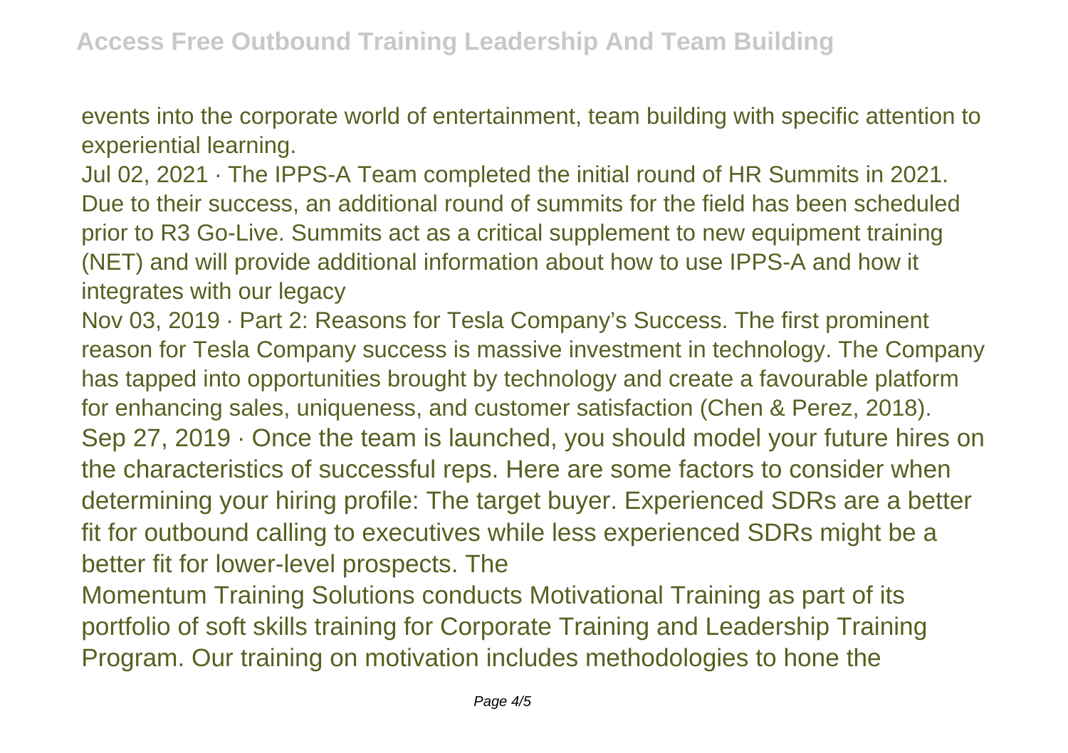events into the corporate world of entertainment, team building with specific attention to experiential learning.

Jul 02, 2021 · The IPPS-A Team completed the initial round of HR Summits in 2021. Due to their success, an additional round of summits for the field has been scheduled prior to R3 Go-Live. Summits act as a critical supplement to new equipment training (NET) and will provide additional information about how to use IPPS-A and how it integrates with our legacy

Nov 03, 2019 · Part 2: Reasons for Tesla Company's Success. The first prominent reason for Tesla Company success is massive investment in technology. The Company has tapped into opportunities brought by technology and create a favourable platform for enhancing sales, uniqueness, and customer satisfaction (Chen & Perez, 2018).

Sep 27, 2019 · Once the team is launched, you should model your future hires on the characteristics of successful reps. Here are some factors to consider when determining your hiring profile: The target buyer. Experienced SDRs are a better fit for outbound calling to executives while less experienced SDRs might be a better fit for lower-level prospects. The

Momentum Training Solutions conducts Motivational Training as part of its portfolio of soft skills training for Corporate Training and Leadership Training Program. Our training on motivation includes methodologies to hone the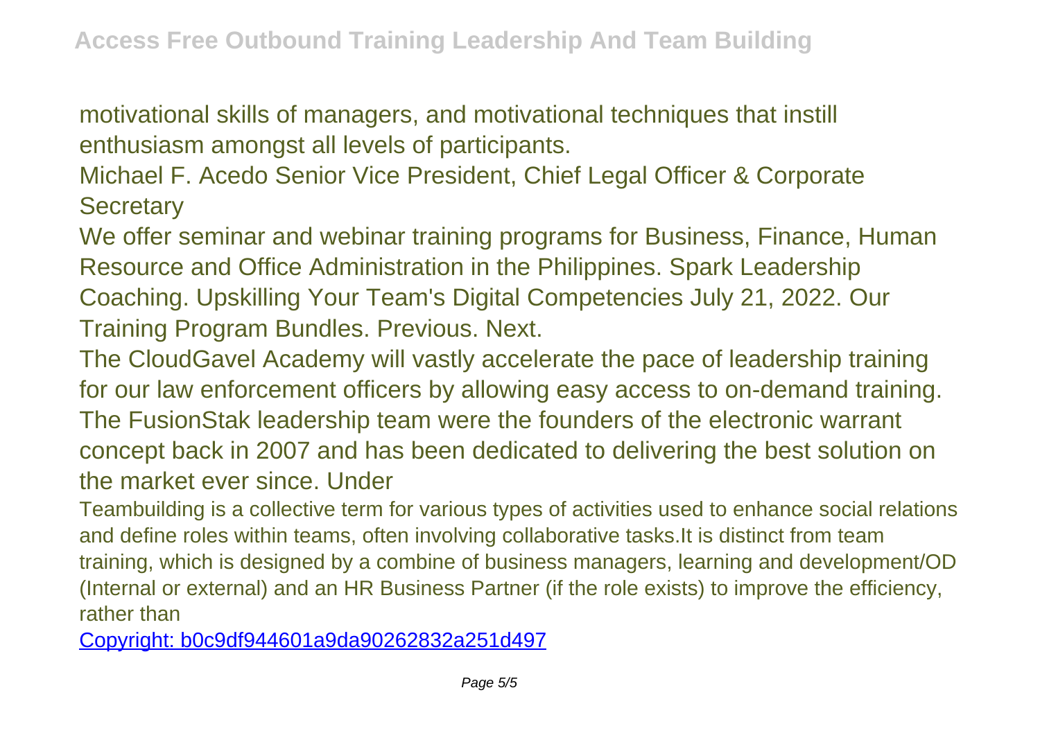motivational skills of managers, and motivational techniques that instill enthusiasm amongst all levels of participants.

Michael F. Acedo Senior Vice President, Chief Legal Officer & Corporate Secretary

We offer seminar and webinar training programs for Business, Finance, Human Resource and Office Administration in the Philippines. Spark Leadership Coaching. Upskilling Your Team's Digital Competencies July 21, 2022. Our Training Program Bundles. Previous. Next.

The CloudGavel Academy will vastly accelerate the pace of leadership training for our law enforcement officers by allowing easy access to on-demand training. The FusionStak leadership team were the founders of the electronic warrant concept back in 2007 and has been dedicated to delivering the best solution on the market ever since. Under

Teambuilding is a collective term for various types of activities used to enhance social relations and define roles within teams, often involving collaborative tasks.It is distinct from team training, which is designed by a combine of business managers, learning and development/OD (Internal or external) and an HR Business Partner (if the role exists) to improve the efficiency, rather than

Copyright: b0c9df944601a9da90262832a251d497